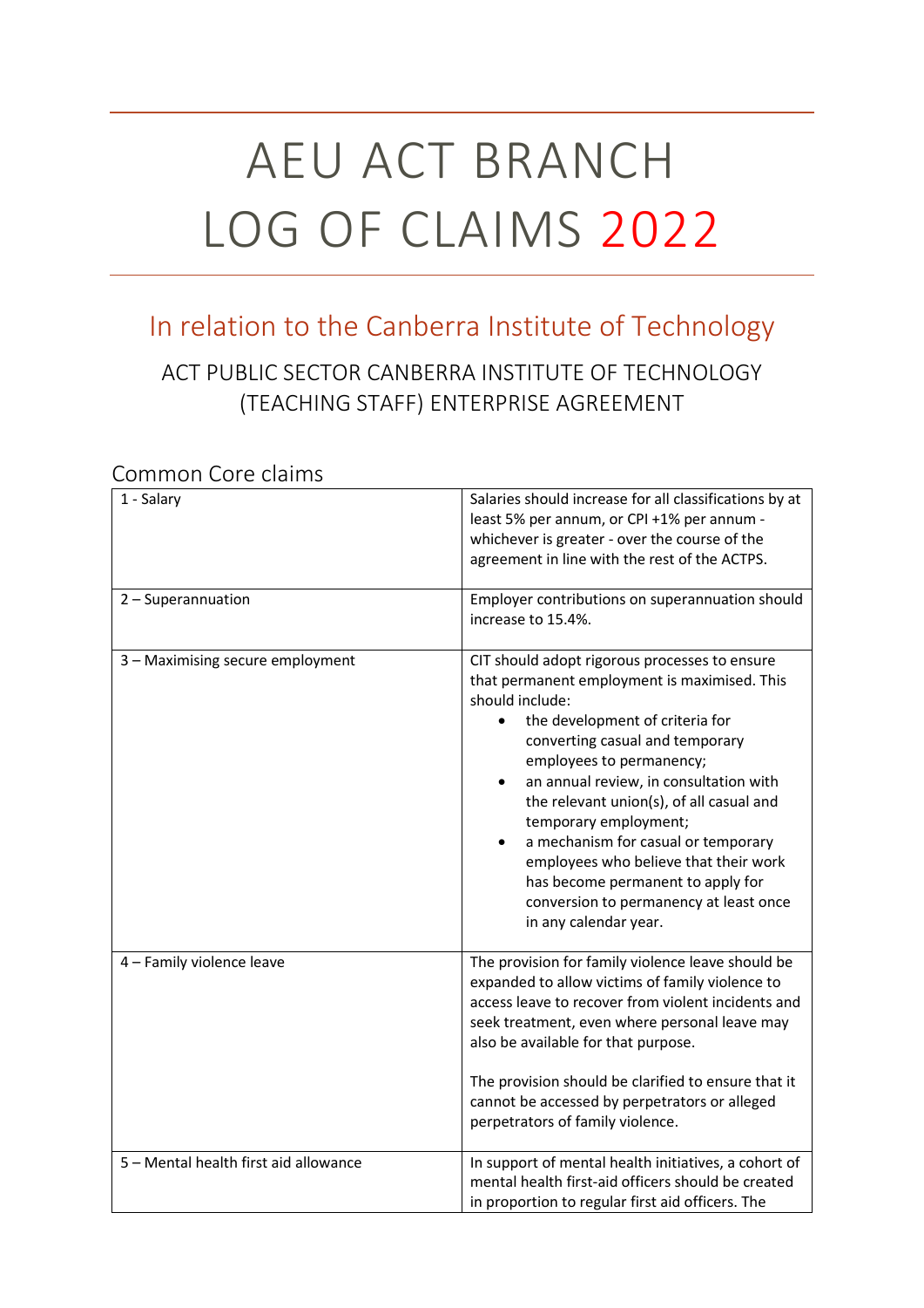# AEU ACT BRANCH LOG OF CLAIMS 2022

## In relation to the Canberra Institute of Technology

### ACT PUBLIC SECTOR CANBERRA INSTITUTE OF TECHNOLOGY (TEACHING STAFF) ENTERPRISE AGREEMENT

## Common Core claims

| | |
|---|---|
| 1 - Salary | Salaries should increase for all classifications by at least 5% per annum, or CPI +1% per annum - whichever is greater - over the course of the agreement in line with the rest of the ACTPS. |
| 2 – Superannuation | Employer contributions on superannuation should increase to 15.4%. |
| 3 – Maximising secure employment | CIT should adopt rigorous processes to ensure that permanent employment is maximised. This should include:<br>• the development of criteria for converting casual and temporary employees to permanency;<br>• an annual review, in consultation with the relevant union(s), of all casual and temporary employment;<br>• a mechanism for casual or temporary employees who believe that their work has become permanent to apply for conversion to permanency at least once in any calendar year. |
| 4 – Family violence leave | The provision for family violence leave should be expanded to allow victims of family violence to access leave to recover from violent incidents and seek treatment, even where personal leave may also be available for that purpose.<br><br>The provision should be clarified to ensure that it cannot be accessed by perpetrators or alleged perpetrators of family violence. |
| 5 – Mental health first aid allowance | In support of mental health initiatives, a cohort of mental health first-aid officers should be created in proportion to regular first aid officers. The |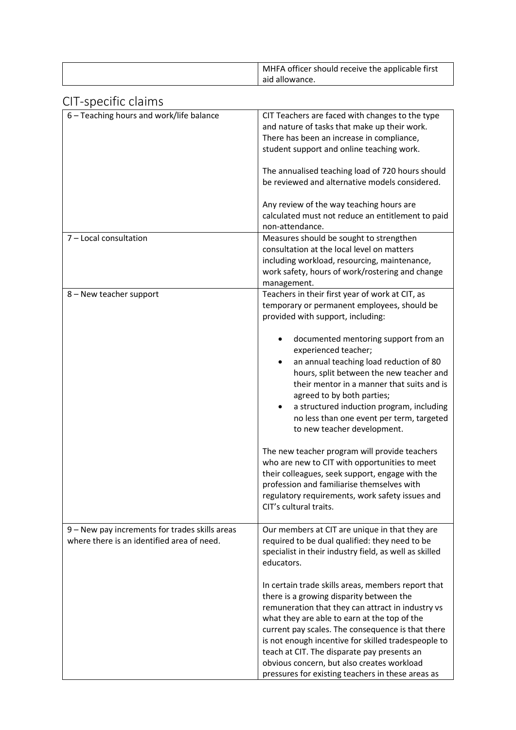| | MHFA officer should receive the applicable first aid allowance. |
|---|---|

## CIT-specific claims

| | |
|---|---|
| 6 – Teaching hours and work/life balance | CIT Teachers are faced with changes to the type and nature of tasks that make up their work. There has been an increase in compliance, student support and online teaching work.<br><br>The annualised teaching load of 720 hours should be reviewed and alternative models considered.<br><br>Any review of the way teaching hours are calculated must not reduce an entitlement to paid non-attendance. |
| 7 – Local consultation | Measures should be sought to strengthen consultation at the local level on matters including workload, resourcing, maintenance, work safety, hours of work/rostering and change management. |
| 8 – New teacher support | Teachers in their first year of work at CIT, as temporary or permanent employees, should be provided with support, including:<br><br>• documented mentoring support from an experienced teacher;<br>• an annual teaching load reduction of 80 hours, split between the new teacher and their mentor in a manner that suits and is agreed to by both parties;<br>• a structured induction program, including no less than one event per term, targeted to new teacher development.<br><br>The new teacher program will provide teachers who are new to CIT with opportunities to meet their colleagues, seek support, engage with the profession and familiarise themselves with regulatory requirements, work safety issues and CIT's cultural traits. |
| 9 – New pay increments for trades skills areas where there is an identified area of need. | Our members at CIT are unique in that they are required to be dual qualified: they need to be specialist in their industry field, as well as skilled educators.<br><br>In certain trade skills areas, members report that there is a growing disparity between the remuneration that they can attract in industry vs what they are able to earn at the top of the current pay scales. The consequence is that there is not enough incentive for skilled tradespeople to teach at CIT. The disparate pay presents an obvious concern, but also creates workload pressures for existing teachers in these areas as |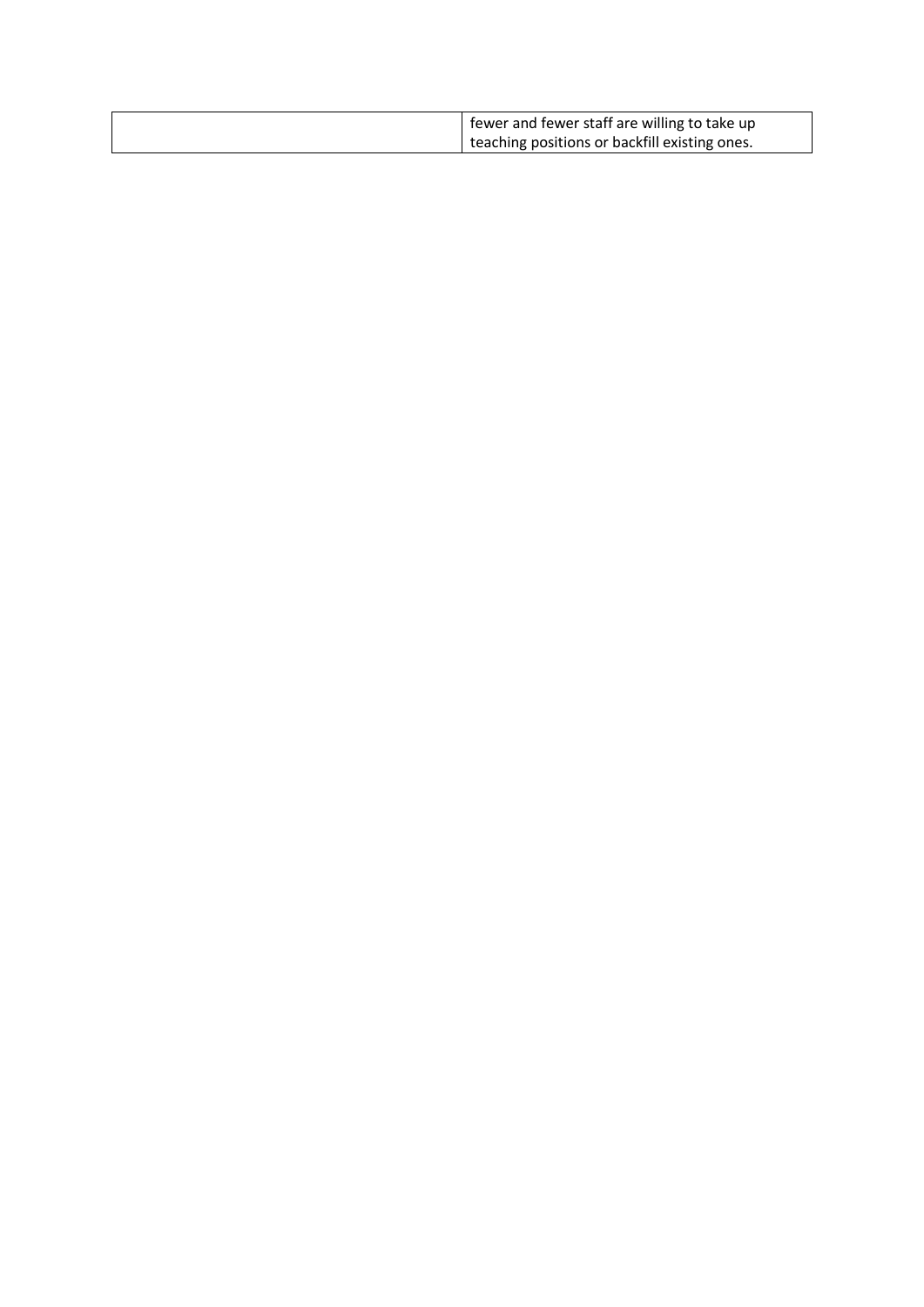| | |
|---|---|
| | fewer and fewer staff are willing to take up teaching positions or backfill existing ones. |